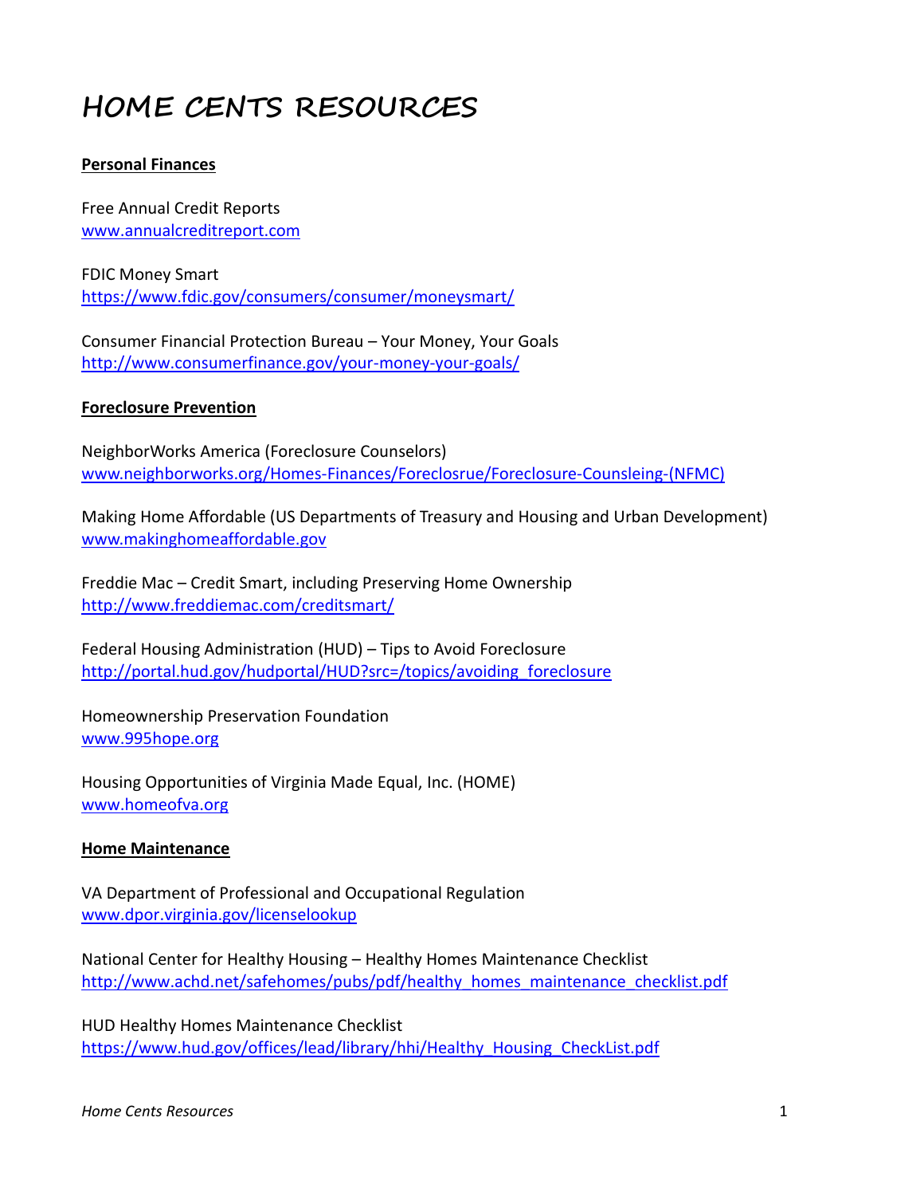# HOME CENTS RESOURCES

**Personal Finances**

Free Annual Credit Reports
www.annualcreditreport.com

FDIC Money Smart
https://www.fdic.gov/consumers/consumer/moneysmart/

Consumer Financial Protection Bureau – Your Money, Your Goals
http://www.consumerfinance.gov/your-money-your-goals/

**Foreclosure Prevention**

NeighborWorks America (Foreclosure Counselors)
www.neighborworks.org/Homes-Finances/Foreclosrue/Foreclosure-Counsleing-(NFMC)

Making Home Affordable (US Departments of Treasury and Housing and Urban Development)
www.makinghomeaffordable.gov

Freddie Mac – Credit Smart, including Preserving Home Ownership
http://www.freddiemac.com/creditsmart/

Federal Housing Administration (HUD) – Tips to Avoid Foreclosure
http://portal.hud.gov/hudportal/HUD?src=/topics/avoiding_foreclosure

Homeownership Preservation Foundation
www.995hope.org

Housing Opportunities of Virginia Made Equal, Inc. (HOME)
www.homeofva.org

**Home Maintenance**

VA Department of Professional and Occupational Regulation
www.dpor.virginia.gov/licenselookup

National Center for Healthy Housing – Healthy Homes Maintenance Checklist
http://www.achd.net/safehomes/pubs/pdf/healthy_homes_maintenance_checklist.pdf

HUD Healthy Homes Maintenance Checklist
https://www.hud.gov/offices/lead/library/hhi/Healthy_Housing_CheckList.pdf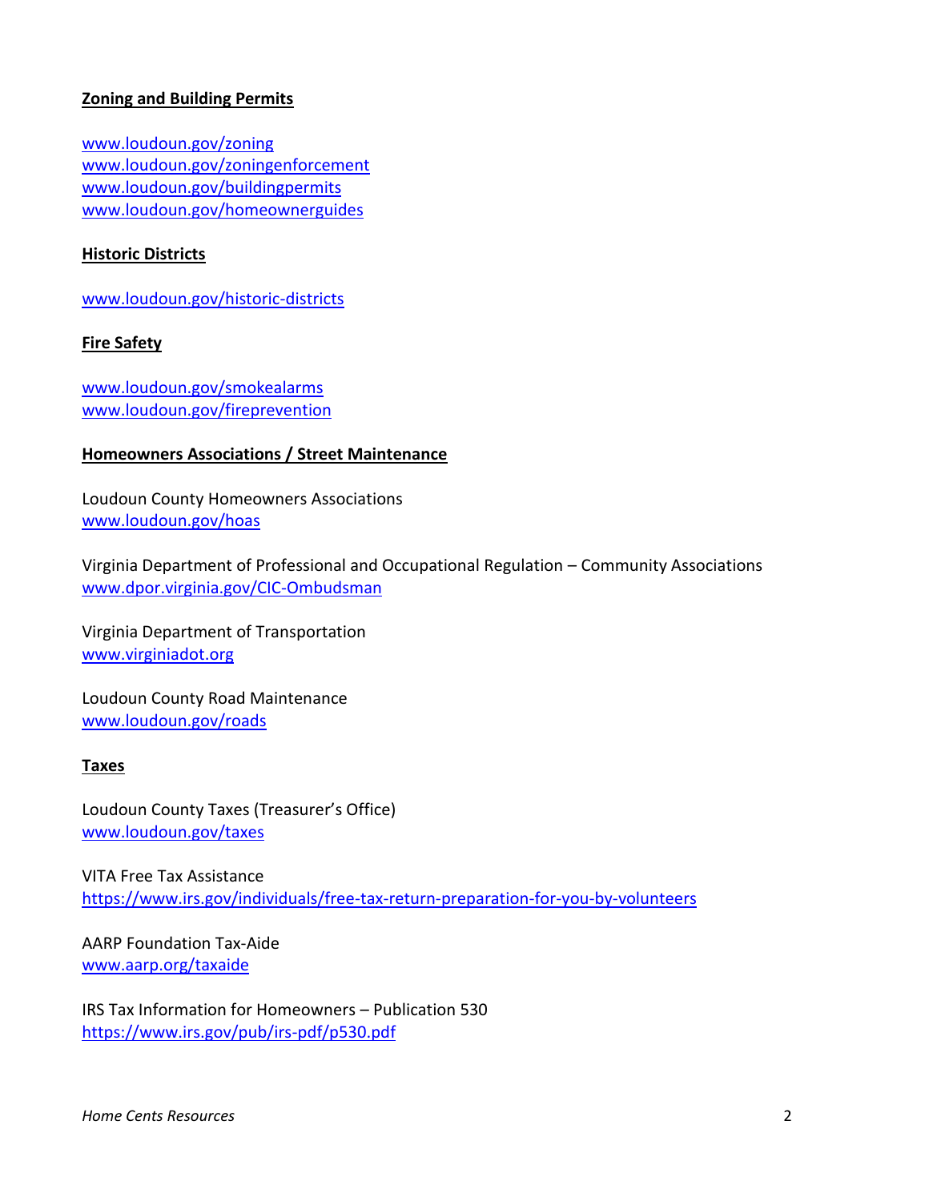**Zoning and Building Permits**

www.loudoun.gov/zoning
www.loudoun.gov/zoningenforcement
www.loudoun.gov/buildingpermits
www.loudoun.gov/homeownerguides

**Historic Districts**

www.loudoun.gov/historic-districts

**Fire Safety**

www.loudoun.gov/smokealarms
www.loudoun.gov/fireprevention

**Homeowners Associations / Street Maintenance**

Loudoun County Homeowners Associations
www.loudoun.gov/hoas

Virginia Department of Professional and Occupational Regulation – Community Associations
www.dpor.virginia.gov/CIC-Ombudsman

Virginia Department of Transportation
www.virginiadot.org

Loudoun County Road Maintenance
www.loudoun.gov/roads

**Taxes**

Loudoun County Taxes (Treasurer's Office)
www.loudoun.gov/taxes

VITA Free Tax Assistance
https://www.irs.gov/individuals/free-tax-return-preparation-for-you-by-volunteers

AARP Foundation Tax-Aide
www.aarp.org/taxaide

IRS Tax Information for Homeowners – Publication 530
https://www.irs.gov/pub/irs-pdf/p530.pdf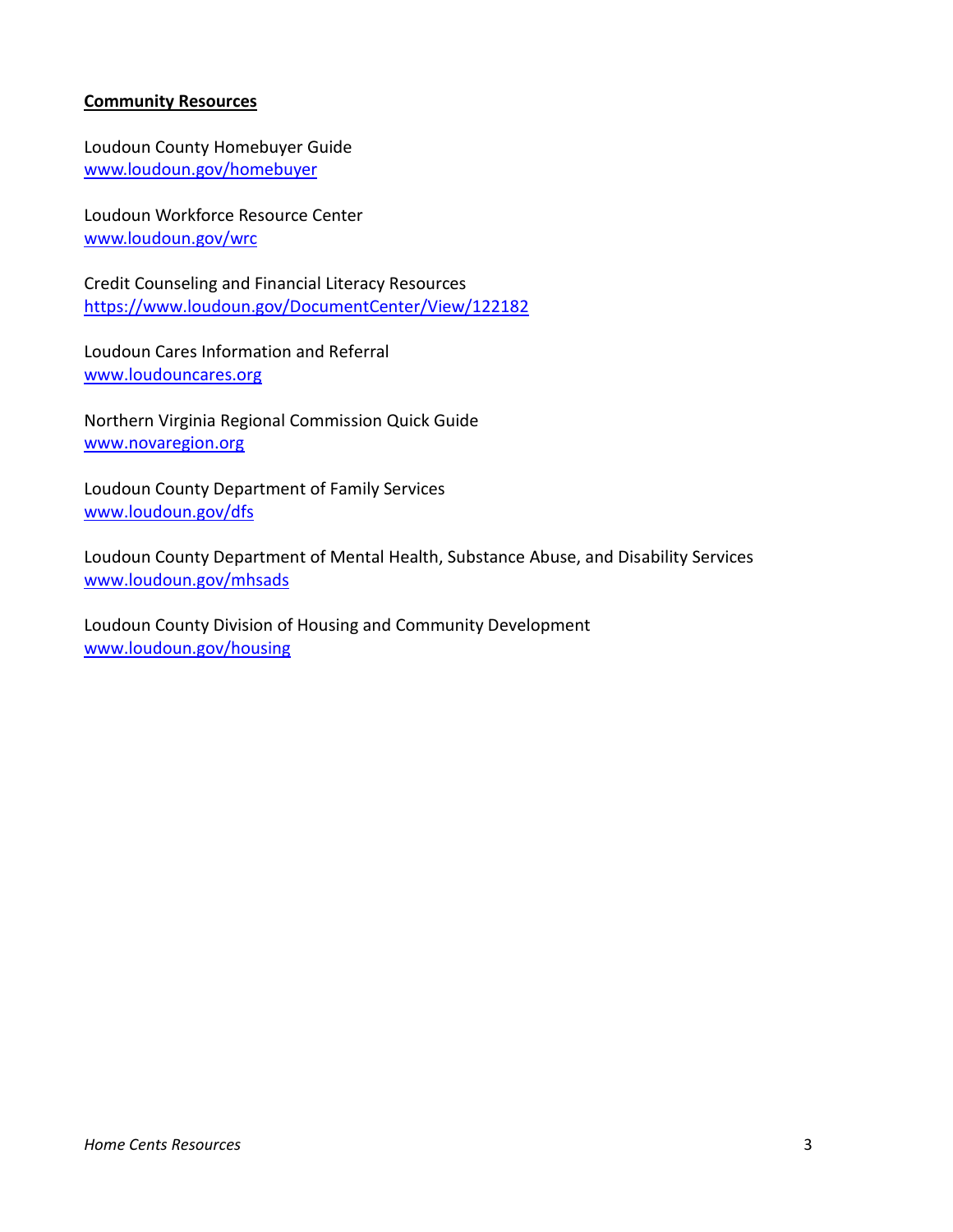## Community Resources

Loudoun County Homebuyer Guide
www.loudoun.gov/homebuyer

Loudoun Workforce Resource Center
www.loudoun.gov/wrc

Credit Counseling and Financial Literacy Resources
https://www.loudoun.gov/DocumentCenter/View/122182

Loudoun Cares Information and Referral
www.loudouncares.org

Northern Virginia Regional Commission Quick Guide
www.novaregion.org

Loudoun County Department of Family Services
www.loudoun.gov/dfs

Loudoun County Department of Mental Health, Substance Abuse, and Disability Services
www.loudoun.gov/mhsads

Loudoun County Division of Housing and Community Development
www.loudoun.gov/housing